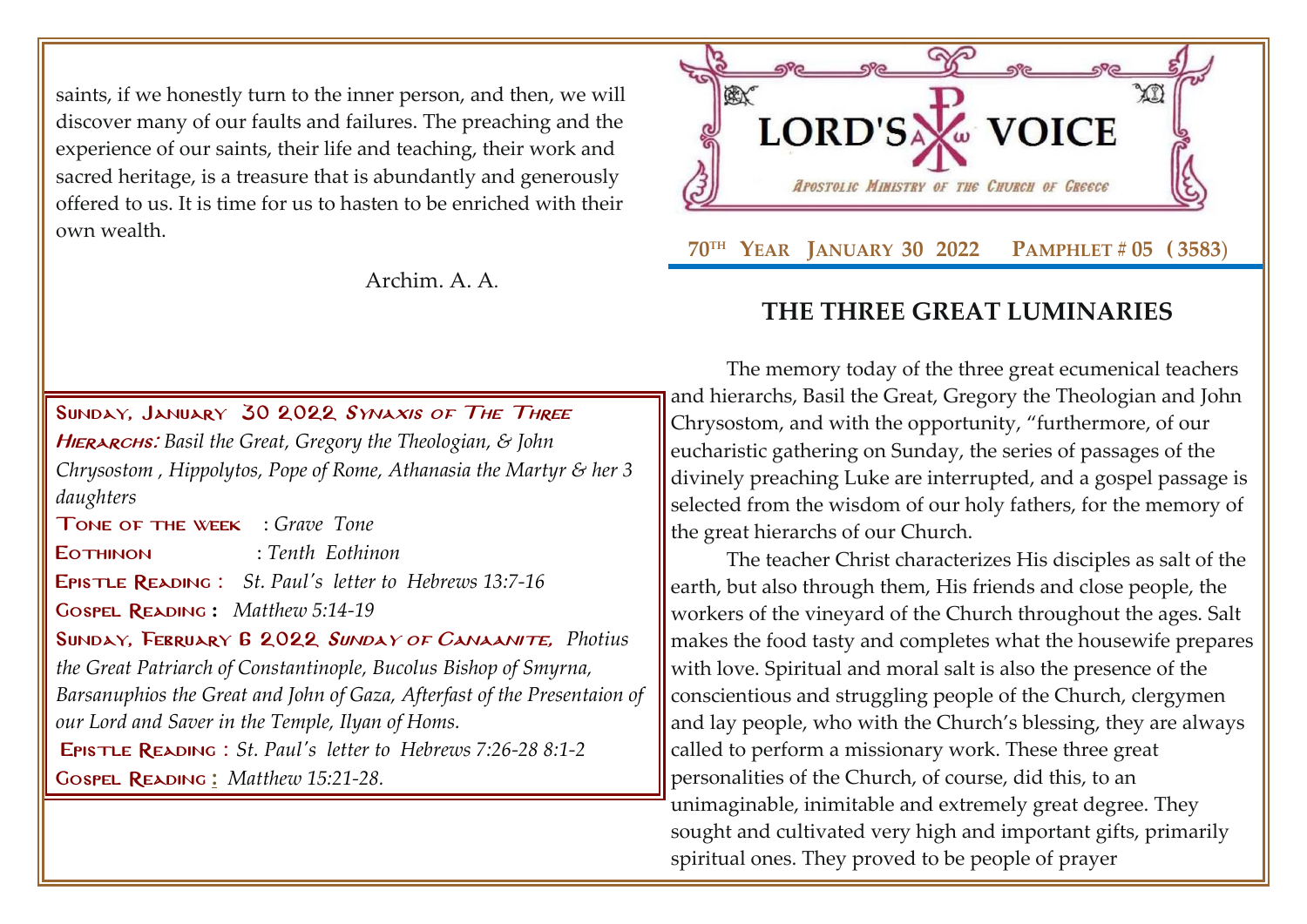saints, if we honestly turn to the inner person, and then, we will discover many of our faults and failures. The preaching and the experience of our saints, their life and teaching, their work and sacred heritage, is a treasure that is abundantly and generously offered to us. It is time for us to hasten to be enriched with their own wealth.

Archim. A. A.

**Sunday, January 30 2022** ***Synaxis of The Three Hierarchs:*** *Basil the Great, Gregory the Theologian, & John Chrysostom , Hippolytos, Pope of Rome, Athanasia the Martyr & her 3 daughters*

**Tone of the week** : *Grave Tone*

**Eothinon** : *Tenth Eothinon*

**Epistle Reading :** *St. Paul's letter to Hebrews 13:7-16*

**Gospel Reading :** *Matthew 5:14-19*

**Sunday, February 6 2022** ***Sunday of Canaanite,*** *Photius the Great Patriarch of Constantinople, Bucolus Bishop of Smyrna, Barsanuphios the Great and John of Gaza, Afterfast of the Presentaion of our Lord and Saver in the Temple, Ilyan of Homs.*

**Epistle Reading :** *St. Paul's letter to Hebrews 7:26-28 8:1-2*

**Gospel Reading :** *Matthew 15:21-28.*

# LORD'S VOICE

*Apostolic Ministry of the Church of Greece*

**70th Year January 30 2022 Pamphlet # 05 (3583)**

## THE THREE GREAT LUMINARIES

The memory today of the three great ecumenical teachers and hierarchs, Basil the Great, Gregory the Theologian and John Chrysostom, and with the opportunity, "furthermore, of our eucharistic gathering on Sunday, the series of passages of the divinely preaching Luke are interrupted, and a gospel passage is selected from the wisdom of our holy fathers, for the memory of the great hierarchs of our Church.

The teacher Christ characterizes His disciples as salt of the earth, but also through them, His friends and close people, the workers of the vineyard of the Church throughout the ages. Salt makes the food tasty and completes what the housewife prepares with love. Spiritual and moral salt is also the presence of the conscientious and struggling people of the Church, clergymen and lay people, who with the Church's blessing, they are always called to perform a missionary work. These three great personalities of the Church, of course, did this, to an unimaginable, inimitable and extremely great degree. They sought and cultivated very high and important gifts, primarily spiritual ones. They proved to be people of prayer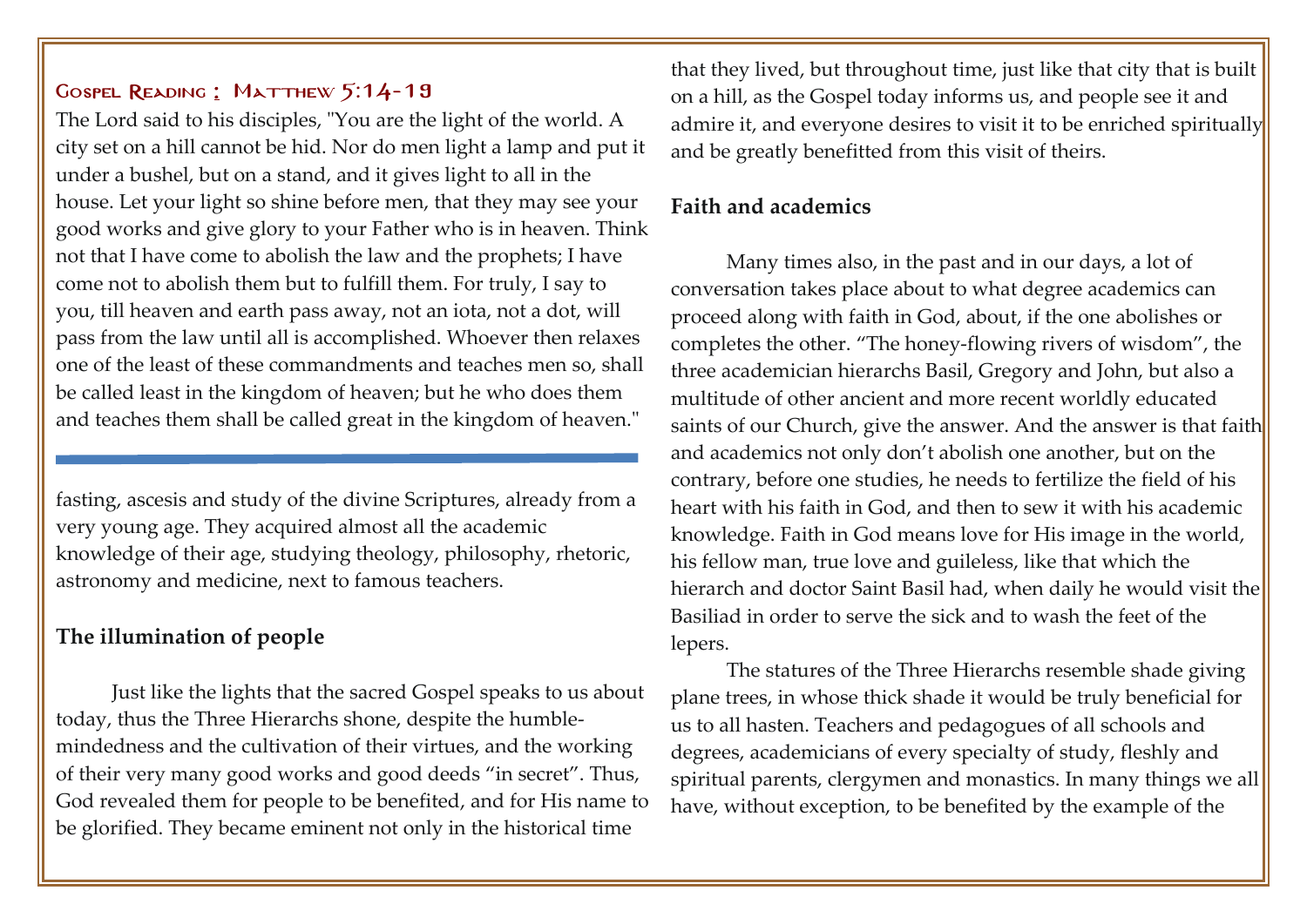## Gospel Reading : Matthew 5:14-19

The Lord said to his disciples, "You are the light of the world. A city set on a hill cannot be hid. Nor do men light a lamp and put it under a bushel, but on a stand, and it gives light to all in the house. Let your light so shine before men, that they may see your good works and give glory to your Father who is in heaven. Think not that I have come to abolish the law and the prophets; I have come not to abolish them but to fulfill them. For truly, I say to you, till heaven and earth pass away, not an iota, not a dot, will pass from the law until all is accomplished. Whoever then relaxes one of the least of these commandments and teaches men so, shall be called least in the kingdom of heaven; but he who does them and teaches them shall be called great in the kingdom of heaven."

---

fasting, ascesis and study of the divine Scriptures, already from a very young age. They acquired almost all the academic knowledge of their age, studying theology, philosophy, rhetoric, astronomy and medicine, next to famous teachers.

### The illumination of people

Just like the lights that the sacred Gospel speaks to us about today, thus the Three Hierarchs shone, despite the humble-mindedness and the cultivation of their virtues, and the working of their very many good works and good deeds "in secret". Thus, God revealed them for people to be benefited, and for His name to be glorified. They became eminent not only in the historical time that they lived, but throughout time, just like that city that is built on a hill, as the Gospel today informs us, and people see it and admire it, and everyone desires to visit it to be enriched spiritually and be greatly benefitted from this visit of theirs.

### Faith and academics

Many times also, in the past and in our days, a lot of conversation takes place about to what degree academics can proceed along with faith in God, about, if the one abolishes or completes the other. "The honey-flowing rivers of wisdom", the three academician hierarchs Basil, Gregory and John, but also a multitude of other ancient and more recent worldly educated saints of our Church, give the answer. And the answer is that faith and academics not only don't abolish one another, but on the contrary, before one studies, he needs to fertilize the field of his heart with his faith in God, and then to sew it with his academic knowledge. Faith in God means love for His image in the world, his fellow man, true love and guileless, like that which the hierarch and doctor Saint Basil had, when daily he would visit the Basiliad in order to serve the sick and to wash the feet of the lepers.

The statures of the Three Hierarchs resemble shade giving plane trees, in whose thick shade it would be truly beneficial for us to all hasten. Teachers and pedagogues of all schools and degrees, academicians of every specialty of study, fleshly and spiritual parents, clergymen and monastics. In many things we all have, without exception, to be benefited by the example of the